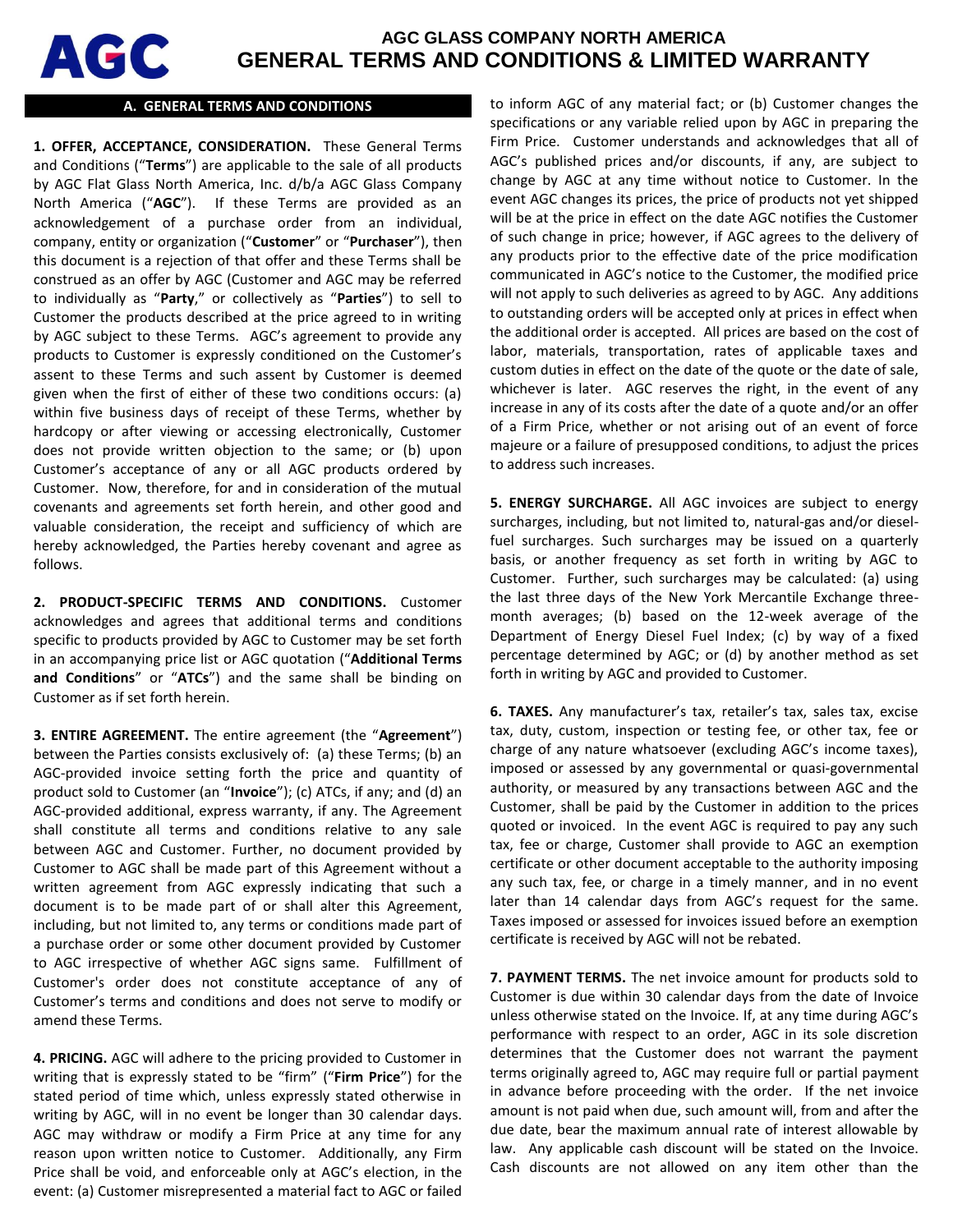# AGC GLASS COMPANY NORTH AMERICA
# GENERAL TERMS AND CONDITIONS & LIMITED WARRANTY

## A. GENERAL TERMS AND CONDITIONS

**1. OFFER, ACCEPTANCE, CONSIDERATION.** These General Terms and Conditions ("**Terms**") are applicable to the sale of all products by AGC Flat Glass North America, Inc. d/b/a AGC Glass Company North America ("**AGC**"). If these Terms are provided as an acknowledgement of a purchase order from an individual, company, entity or organization ("**Customer**" or "**Purchaser**"), then this document is a rejection of that offer and these Terms shall be construed as an offer by AGC (Customer and AGC may be referred to individually as "**Party**," or collectively as "**Parties**") to sell to Customer the products described at the price agreed to in writing by AGC subject to these Terms. AGC's agreement to provide any products to Customer is expressly conditioned on the Customer's assent to these Terms and such assent by Customer is deemed given when the first of either of these two conditions occurs: (a) within five business days of receipt of these Terms, whether by hardcopy or after viewing or accessing electronically, Customer does not provide written objection to the same; or (b) upon Customer's acceptance of any or all AGC products ordered by Customer. Now, therefore, for and in consideration of the mutual covenants and agreements set forth herein, and other good and valuable consideration, the receipt and sufficiency of which are hereby acknowledged, the Parties hereby covenant and agree as follows.

**2. PRODUCT-SPECIFIC TERMS AND CONDITIONS.** Customer acknowledges and agrees that additional terms and conditions specific to products provided by AGC to Customer may be set forth in an accompanying price list or AGC quotation ("**Additional Terms and Conditions**" or "**ATCs**") and the same shall be binding on Customer as if set forth herein.

**3. ENTIRE AGREEMENT.** The entire agreement (the "**Agreement**") between the Parties consists exclusively of: (a) these Terms; (b) an AGC-provided invoice setting forth the price and quantity of product sold to Customer (an "**Invoice**"); (c) ATCs, if any; and (d) an AGC-provided additional, express warranty, if any. The Agreement shall constitute all terms and conditions relative to any sale between AGC and Customer. Further, no document provided by Customer to AGC shall be made part of this Agreement without a written agreement from AGC expressly indicating that such a document is to be made part of or shall alter this Agreement, including, but not limited to, any terms or conditions made part of a purchase order or some other document provided by Customer to AGC irrespective of whether AGC signs same. Fulfillment of Customer's order does not constitute acceptance of any of Customer's terms and conditions and does not serve to modify or amend these Terms.

**4. PRICING.** AGC will adhere to the pricing provided to Customer in writing that is expressly stated to be "firm" ("**Firm Price**") for the stated period of time which, unless expressly stated otherwise in writing by AGC, will in no event be longer than 30 calendar days. AGC may withdraw or modify a Firm Price at any time for any reason upon written notice to Customer. Additionally, any Firm Price shall be void, and enforceable only at AGC's election, in the event: (a) Customer misrepresented a material fact to AGC or failed to inform AGC of any material fact; or (b) Customer changes the specifications or any variable relied upon by AGC in preparing the Firm Price. Customer understands and acknowledges that all of AGC's published prices and/or discounts, if any, are subject to change by AGC at any time without notice to Customer. In the event AGC changes its prices, the price of products not yet shipped will be at the price in effect on the date AGC notifies the Customer of such change in price; however, if AGC agrees to the delivery of any products prior to the effective date of the price modification communicated in AGC's notice to the Customer, the modified price will not apply to such deliveries as agreed to by AGC. Any additions to outstanding orders will be accepted only at prices in effect when the additional order is accepted. All prices are based on the cost of labor, materials, transportation, rates of applicable taxes and custom duties in effect on the date of the quote or the date of sale, whichever is later. AGC reserves the right, in the event of any increase in any of its costs after the date of a quote and/or an offer of a Firm Price, whether or not arising out of an event of force majeure or a failure of presupposed conditions, to adjust the prices to address such increases.

**5. ENERGY SURCHARGE.** All AGC invoices are subject to energy surcharges, including, but not limited to, natural-gas and/or diesel-fuel surcharges. Such surcharges may be issued on a quarterly basis, or another frequency as set forth in writing by AGC to Customer. Further, such surcharges may be calculated: (a) using the last three days of the New York Mercantile Exchange three-month averages; (b) based on the 12-week average of the Department of Energy Diesel Fuel Index; (c) by way of a fixed percentage determined by AGC; or (d) by another method as set forth in writing by AGC and provided to Customer.

**6. TAXES.** Any manufacturer's tax, retailer's tax, sales tax, excise tax, duty, custom, inspection or testing fee, or other tax, fee or charge of any nature whatsoever (excluding AGC's income taxes), imposed or assessed by any governmental or quasi-governmental authority, or measured by any transactions between AGC and the Customer, shall be paid by the Customer in addition to the prices quoted or invoiced. In the event AGC is required to pay any such tax, fee or charge, Customer shall provide to AGC an exemption certificate or other document acceptable to the authority imposing any such tax, fee, or charge in a timely manner, and in no event later than 14 calendar days from AGC's request for the same. Taxes imposed or assessed for invoices issued before an exemption certificate is received by AGC will not be rebated.

**7. PAYMENT TERMS.** The net invoice amount for products sold to Customer is due within 30 calendar days from the date of Invoice unless otherwise stated on the Invoice. If, at any time during AGC's performance with respect to an order, AGC in its sole discretion determines that the Customer does not warrant the payment terms originally agreed to, AGC may require full or partial payment in advance before proceeding with the order. If the net invoice amount is not paid when due, such amount will, from and after the due date, bear the maximum annual rate of interest allowable by law. Any applicable cash discount will be stated on the Invoice. Cash discounts are not allowed on any item other than the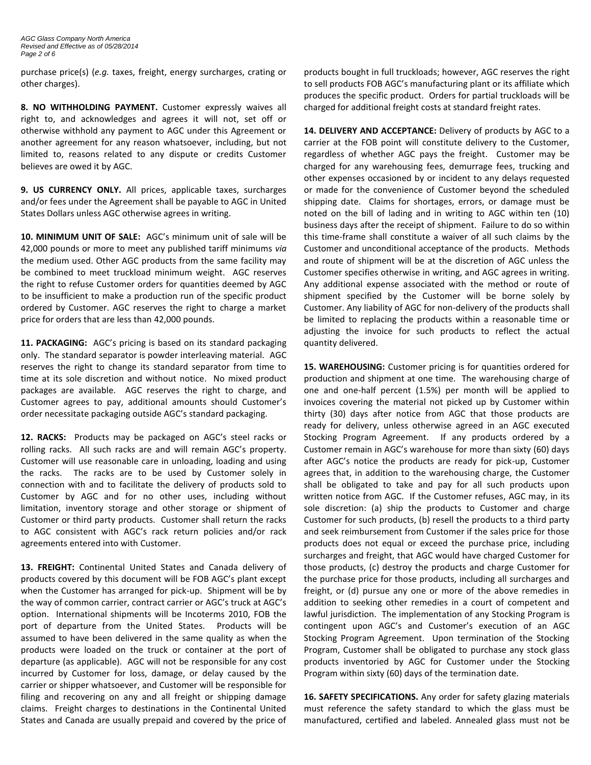purchase price(s) (*e.g.* taxes, freight, energy surcharges, crating or other charges).

**8. NO WITHHOLDING PAYMENT.** Customer expressly waives all right to, and acknowledges and agrees it will not, set off or otherwise withhold any payment to AGC under this Agreement or another agreement for any reason whatsoever, including, but not limited to, reasons related to any dispute or credits Customer believes are owed it by AGC.

**9. US CURRENCY ONLY.** All prices, applicable taxes, surcharges and/or fees under the Agreement shall be payable to AGC in United States Dollars unless AGC otherwise agrees in writing.

**10. MINIMUM UNIT OF SALE:** AGC's minimum unit of sale will be 42,000 pounds or more to meet any published tariff minimums *via* the medium used. Other AGC products from the same facility may be combined to meet truckload minimum weight. AGC reserves the right to refuse Customer orders for quantities deemed by AGC to be insufficient to make a production run of the specific product ordered by Customer. AGC reserves the right to charge a market price for orders that are less than 42,000 pounds.

**11. PACKAGING:** AGC's pricing is based on its standard packaging only. The standard separator is powder interleaving material. AGC reserves the right to change its standard separator from time to time at its sole discretion and without notice. No mixed product packages are available. AGC reserves the right to charge, and Customer agrees to pay, additional amounts should Customer's order necessitate packaging outside AGC's standard packaging.

**12. RACKS:** Products may be packaged on AGC's steel racks or rolling racks. All such racks are and will remain AGC's property. Customer will use reasonable care in unloading, loading and using the racks. The racks are to be used by Customer solely in connection with and to facilitate the delivery of products sold to Customer by AGC and for no other uses, including without limitation, inventory storage and other storage or shipment of Customer or third party products. Customer shall return the racks to AGC consistent with AGC's rack return policies and/or rack agreements entered into with Customer.

**13. FREIGHT:** Continental United States and Canada delivery of products covered by this document will be FOB AGC's plant except when the Customer has arranged for pick-up. Shipment will be by the way of common carrier, contract carrier or AGC's truck at AGC's option. International shipments will be Incoterms 2010, FOB the port of departure from the United States. Products will be assumed to have been delivered in the same quality as when the products were loaded on the truck or container at the port of departure (as applicable). AGC will not be responsible for any cost incurred by Customer for loss, damage, or delay caused by the carrier or shipper whatsoever, and Customer will be responsible for filing and recovering on any and all freight or shipping damage claims. Freight charges to destinations in the Continental United States and Canada are usually prepaid and covered by the price of products bought in full truckloads; however, AGC reserves the right to sell products FOB AGC's manufacturing plant or its affiliate which produces the specific product. Orders for partial truckloads will be charged for additional freight costs at standard freight rates.

**14. DELIVERY AND ACCEPTANCE:** Delivery of products by AGC to a carrier at the FOB point will constitute delivery to the Customer, regardless of whether AGC pays the freight. Customer may be charged for any warehousing fees, demurrage fees, trucking and other expenses occasioned by or incident to any delays requested or made for the convenience of Customer beyond the scheduled shipping date. Claims for shortages, errors, or damage must be noted on the bill of lading and in writing to AGC within ten (10) business days after the receipt of shipment. Failure to do so within this time-frame shall constitute a waiver of all such claims by the Customer and unconditional acceptance of the products. Methods and route of shipment will be at the discretion of AGC unless the Customer specifies otherwise in writing, and AGC agrees in writing. Any additional expense associated with the method or route of shipment specified by the Customer will be borne solely by Customer. Any liability of AGC for non-delivery of the products shall be limited to replacing the products within a reasonable time or adjusting the invoice for such products to reflect the actual quantity delivered.

**15. WAREHOUSING:** Customer pricing is for quantities ordered for production and shipment at one time. The warehousing charge of one and one-half percent (1.5%) per month will be applied to invoices covering the material not picked up by Customer within thirty (30) days after notice from AGC that those products are ready for delivery, unless otherwise agreed in an AGC executed Stocking Program Agreement. If any products ordered by a Customer remain in AGC's warehouse for more than sixty (60) days after AGC's notice the products are ready for pick-up, Customer agrees that, in addition to the warehousing charge, the Customer shall be obligated to take and pay for all such products upon written notice from AGC. If the Customer refuses, AGC may, in its sole discretion: (a) ship the products to Customer and charge Customer for such products, (b) resell the products to a third party and seek reimbursement from Customer if the sales price for those products does not equal or exceed the purchase price, including surcharges and freight, that AGC would have charged Customer for those products, (c) destroy the products and charge Customer for the purchase price for those products, including all surcharges and freight, or (d) pursue any one or more of the above remedies in addition to seeking other remedies in a court of competent and lawful jurisdiction. The implementation of any Stocking Program is contingent upon AGC's and Customer's execution of an AGC Stocking Program Agreement. Upon termination of the Stocking Program, Customer shall be obligated to purchase any stock glass products inventoried by AGC for Customer under the Stocking Program within sixty (60) days of the termination date.

**16. SAFETY SPECIFICATIONS.** Any order for safety glazing materials must reference the safety standard to which the glass must be manufactured, certified and labeled. Annealed glass must not be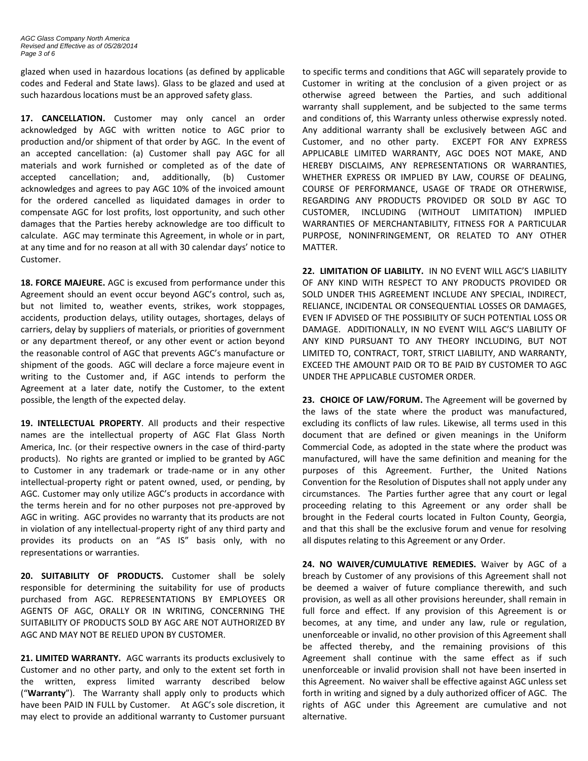glazed when used in hazardous locations (as defined by applicable codes and Federal and State laws). Glass to be glazed and used at such hazardous locations must be an approved safety glass.

**17. CANCELLATION.** Customer may only cancel an order acknowledged by AGC with written notice to AGC prior to production and/or shipment of that order by AGC. In the event of an accepted cancellation: (a) Customer shall pay AGC for all materials and work furnished or completed as of the date of accepted cancellation; and, additionally, (b) Customer acknowledges and agrees to pay AGC 10% of the invoiced amount for the ordered cancelled as liquidated damages in order to compensate AGC for lost profits, lost opportunity, and such other damages that the Parties hereby acknowledge are too difficult to calculate. AGC may terminate this Agreement, in whole or in part, at any time and for no reason at all with 30 calendar days' notice to Customer.

**18. FORCE MAJEURE.** AGC is excused from performance under this Agreement should an event occur beyond AGC's control, such as, but not limited to, weather events, strikes, work stoppages, accidents, production delays, utility outages, shortages, delays of carriers, delay by suppliers of materials, or priorities of government or any department thereof, or any other event or action beyond the reasonable control of AGC that prevents AGC's manufacture or shipment of the goods. AGC will declare a force majeure event in writing to the Customer and, if AGC intends to perform the Agreement at a later date, notify the Customer, to the extent possible, the length of the expected delay.

**19. INTELLECTUAL PROPERTY**. All products and their respective names are the intellectual property of AGC Flat Glass North America, Inc. (or their respective owners in the case of third-party products). No rights are granted or implied to be granted by AGC to Customer in any trademark or trade-name or in any other intellectual-property right or patent owned, used, or pending, by AGC. Customer may only utilize AGC's products in accordance with the terms herein and for no other purposes not pre-approved by AGC in writing. AGC provides no warranty that its products are not in violation of any intellectual-property right of any third party and provides its products on an "AS IS" basis only, with no representations or warranties.

**20. SUITABILITY OF PRODUCTS.** Customer shall be solely responsible for determining the suitability for use of products purchased from AGC. REPRESENTATIONS BY EMPLOYEES OR AGENTS OF AGC, ORALLY OR IN WRITING, CONCERNING THE SUITABILITY OF PRODUCTS SOLD BY AGC ARE NOT AUTHORIZED BY AGC AND MAY NOT BE RELIED UPON BY CUSTOMER.

**21. LIMITED WARRANTY.** AGC warrants its products exclusively to Customer and no other party, and only to the extent set forth in the written, express limited warranty described below ("**Warranty**"). The Warranty shall apply only to products which have been PAID IN FULL by Customer. At AGC's sole discretion, it may elect to provide an additional warranty to Customer pursuant to specific terms and conditions that AGC will separately provide to Customer in writing at the conclusion of a given project or as otherwise agreed between the Parties, and such additional warranty shall supplement, and be subjected to the same terms and conditions of, this Warranty unless otherwise expressly noted. Any additional warranty shall be exclusively between AGC and Customer, and no other party. EXCEPT FOR ANY EXPRESS APPLICABLE LIMITED WARRANTY, AGC DOES NOT MAKE, AND HEREBY DISCLAIMS, ANY REPRESENTATIONS OR WARRANTIES, WHETHER EXPRESS OR IMPLIED BY LAW, COURSE OF DEALING, COURSE OF PERFORMANCE, USAGE OF TRADE OR OTHERWISE, REGARDING ANY PRODUCTS PROVIDED OR SOLD BY AGC TO CUSTOMER, INCLUDING (WITHOUT LIMITATION) IMPLIED WARRANTIES OF MERCHANTABILITY, FITNESS FOR A PARTICULAR PURPOSE, NONINFRINGEMENT, OR RELATED TO ANY OTHER MATTER.

**22. LIMITATION OF LIABILITY.** IN NO EVENT WILL AGC'S LIABILITY OF ANY KIND WITH RESPECT TO ANY PRODUCTS PROVIDED OR SOLD UNDER THIS AGREEMENT INCLUDE ANY SPECIAL, INDIRECT, RELIANCE, INCIDENTAL OR CONSEQUENTIAL LOSSES OR DAMAGES, EVEN IF ADVISED OF THE POSSIBILITY OF SUCH POTENTIAL LOSS OR DAMAGE. ADDITIONALLY, IN NO EVENT WILL AGC'S LIABILITY OF ANY KIND PURSUANT TO ANY THEORY INCLUDING, BUT NOT LIMITED TO, CONTRACT, TORT, STRICT LIABILITY, AND WARRANTY, EXCEED THE AMOUNT PAID OR TO BE PAID BY CUSTOMER TO AGC UNDER THE APPLICABLE CUSTOMER ORDER.

**23. CHOICE OF LAW/FORUM.** The Agreement will be governed by the laws of the state where the product was manufactured, excluding its conflicts of law rules. Likewise, all terms used in this document that are defined or given meanings in the Uniform Commercial Code, as adopted in the state where the product was manufactured, will have the same definition and meaning for the purposes of this Agreement. Further, the United Nations Convention for the Resolution of Disputes shall not apply under any circumstances. The Parties further agree that any court or legal proceeding relating to this Agreement or any order shall be brought in the Federal courts located in Fulton County, Georgia, and that this shall be the exclusive forum and venue for resolving all disputes relating to this Agreement or any Order.

**24. NO WAIVER/CUMULATIVE REMEDIES.** Waiver by AGC of a breach by Customer of any provisions of this Agreement shall not be deemed a waiver of future compliance therewith, and such provision, as well as all other provisions hereunder, shall remain in full force and effect. If any provision of this Agreement is or becomes, at any time, and under any law, rule or regulation, unenforceable or invalid, no other provision of this Agreement shall be affected thereby, and the remaining provisions of this Agreement shall continue with the same effect as if such unenforceable or invalid provision shall not have been inserted in this Agreement. No waiver shall be effective against AGC unless set forth in writing and signed by a duly authorized officer of AGC. The rights of AGC under this Agreement are cumulative and not alternative.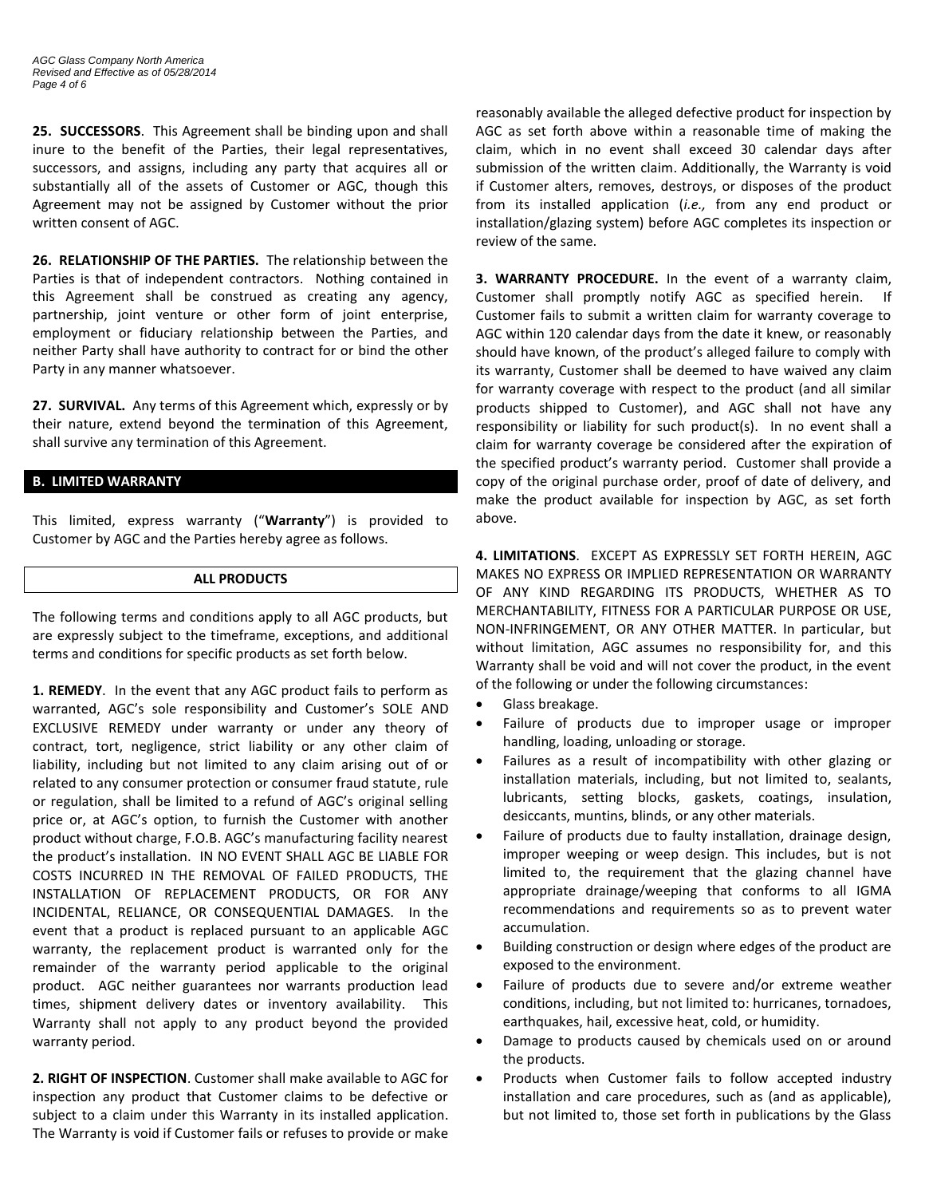**25. SUCCESSORS**. This Agreement shall be binding upon and shall inure to the benefit of the Parties, their legal representatives, successors, and assigns, including any party that acquires all or substantially all of the assets of Customer or AGC, though this Agreement may not be assigned by Customer without the prior written consent of AGC.

**26. RELATIONSHIP OF THE PARTIES.** The relationship between the Parties is that of independent contractors. Nothing contained in this Agreement shall be construed as creating any agency, partnership, joint venture or other form of joint enterprise, employment or fiduciary relationship between the Parties, and neither Party shall have authority to contract for or bind the other Party in any manner whatsoever.

**27. SURVIVAL.** Any terms of this Agreement which, expressly or by their nature, extend beyond the termination of this Agreement, shall survive any termination of this Agreement.

## B. LIMITED WARRANTY

This limited, express warranty ("**Warranty**") is provided to Customer by AGC and the Parties hereby agree as follows.

### ALL PRODUCTS

The following terms and conditions apply to all AGC products, but are expressly subject to the timeframe, exceptions, and additional terms and conditions for specific products as set forth below.

**1. REMEDY**. In the event that any AGC product fails to perform as warranted, AGC's sole responsibility and Customer's SOLE AND EXCLUSIVE REMEDY under warranty or under any theory of contract, tort, negligence, strict liability or any other claim of liability, including but not limited to any claim arising out of or related to any consumer protection or consumer fraud statute, rule or regulation, shall be limited to a refund of AGC's original selling price or, at AGC's option, to furnish the Customer with another product without charge, F.O.B. AGC's manufacturing facility nearest the product's installation. IN NO EVENT SHALL AGC BE LIABLE FOR COSTS INCURRED IN THE REMOVAL OF FAILED PRODUCTS, THE INSTALLATION OF REPLACEMENT PRODUCTS, OR FOR ANY INCIDENTAL, RELIANCE, OR CONSEQUENTIAL DAMAGES. In the event that a product is replaced pursuant to an applicable AGC warranty, the replacement product is warranted only for the remainder of the warranty period applicable to the original product. AGC neither guarantees nor warrants production lead times, shipment delivery dates or inventory availability. This Warranty shall not apply to any product beyond the provided warranty period.

**2. RIGHT OF INSPECTION**. Customer shall make available to AGC for inspection any product that Customer claims to be defective or subject to a claim under this Warranty in its installed application. The Warranty is void if Customer fails or refuses to provide or make reasonably available the alleged defective product for inspection by AGC as set forth above within a reasonable time of making the claim, which in no event shall exceed 30 calendar days after submission of the written claim. Additionally, the Warranty is void if Customer alters, removes, destroys, or disposes of the product from its installed application (*i.e.,* from any end product or installation/glazing system) before AGC completes its inspection or review of the same.

**3. WARRANTY PROCEDURE.** In the event of a warranty claim, Customer shall promptly notify AGC as specified herein. If Customer fails to submit a written claim for warranty coverage to AGC within 120 calendar days from the date it knew, or reasonably should have known, of the product's alleged failure to comply with its warranty, Customer shall be deemed to have waived any claim for warranty coverage with respect to the product (and all similar products shipped to Customer), and AGC shall not have any responsibility or liability for such product(s). In no event shall a claim for warranty coverage be considered after the expiration of the specified product's warranty period. Customer shall provide a copy of the original purchase order, proof of date of delivery, and make the product available for inspection by AGC, as set forth above.

**4. LIMITATIONS**. EXCEPT AS EXPRESSLY SET FORTH HEREIN, AGC MAKES NO EXPRESS OR IMPLIED REPRESENTATION OR WARRANTY OF ANY KIND REGARDING ITS PRODUCTS, WHETHER AS TO MERCHANTABILITY, FITNESS FOR A PARTICULAR PURPOSE OR USE, NON-INFRINGEMENT, OR ANY OTHER MATTER. In particular, but without limitation, AGC assumes no responsibility for, and this Warranty shall be void and will not cover the product, in the event of the following or under the following circumstances:

- Glass breakage.
- Failure of products due to improper usage or improper handling, loading, unloading or storage.
- Failures as a result of incompatibility with other glazing or installation materials, including, but not limited to, sealants, lubricants, setting blocks, gaskets, coatings, insulation, desiccants, muntins, blinds, or any other materials.
- Failure of products due to faulty installation, drainage design, improper weeping or weep design. This includes, but is not limited to, the requirement that the glazing channel have appropriate drainage/weeping that conforms to all IGMA recommendations and requirements so as to prevent water accumulation.
- Building construction or design where edges of the product are exposed to the environment.
- Failure of products due to severe and/or extreme weather conditions, including, but not limited to: hurricanes, tornadoes, earthquakes, hail, excessive heat, cold, or humidity.
- Damage to products caused by chemicals used on or around the products.
- Products when Customer fails to follow accepted industry installation and care procedures, such as (and as applicable), but not limited to, those set forth in publications by the Glass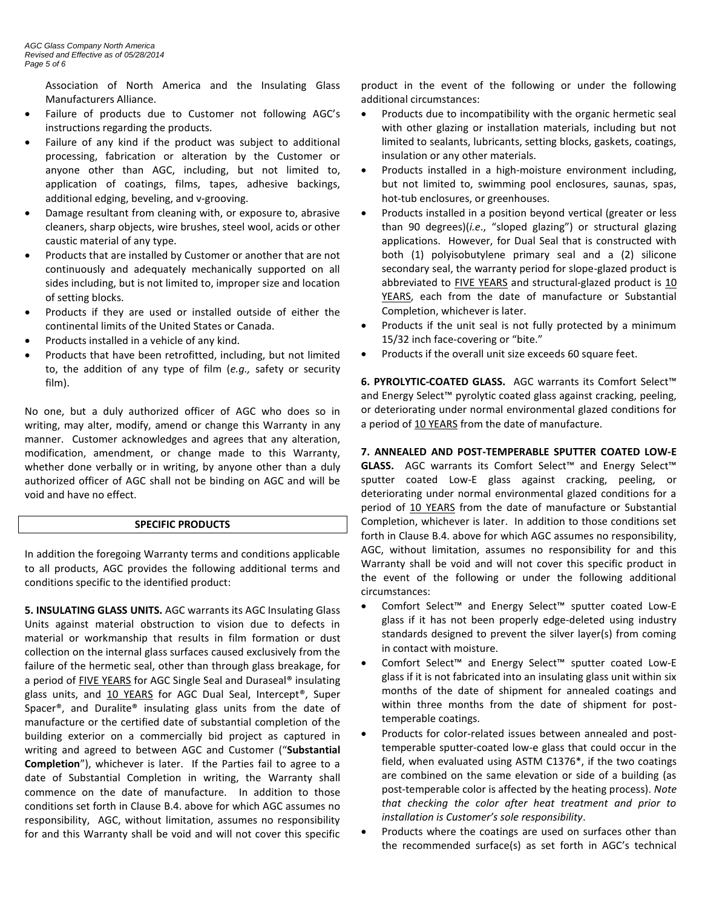Association of North America and the Insulating Glass Manufacturers Alliance.

- Failure of products due to Customer not following AGC's instructions regarding the products.
- Failure of any kind if the product was subject to additional processing, fabrication or alteration by the Customer or anyone other than AGC, including, but not limited to, application of coatings, films, tapes, adhesive backings, additional edging, beveling, and v-grooving.
- Damage resultant from cleaning with, or exposure to, abrasive cleaners, sharp objects, wire brushes, steel wool, acids or other caustic material of any type.
- Products that are installed by Customer or another that are not continuously and adequately mechanically supported on all sides including, but is not limited to, improper size and location of setting blocks.
- Products if they are used or installed outside of either the continental limits of the United States or Canada.
- Products installed in a vehicle of any kind.
- Products that have been retrofitted, including, but not limited to, the addition of any type of film (*e.g.,* safety or security film).

No one, but a duly authorized officer of AGC who does so in writing, may alter, modify, amend or change this Warranty in any manner. Customer acknowledges and agrees that any alteration, modification, amendment, or change made to this Warranty, whether done verbally or in writing, by anyone other than a duly authorized officer of AGC shall not be binding on AGC and will be void and have no effect.

## SPECIFIC PRODUCTS

In addition the foregoing Warranty terms and conditions applicable to all products, AGC provides the following additional terms and conditions specific to the identified product:

**5. INSULATING GLASS UNITS.** AGC warrants its AGC Insulating Glass Units against material obstruction to vision due to defects in material or workmanship that results in film formation or dust collection on the internal glass surfaces caused exclusively from the failure of the hermetic seal, other than through glass breakage, for a period of FIVE YEARS for AGC Single Seal and Duraseal® insulating glass units, and 10 YEARS for AGC Dual Seal, Intercept®, Super Spacer®, and Duralite® insulating glass units from the date of manufacture or the certified date of substantial completion of the building exterior on a commercially bid project as captured in writing and agreed to between AGC and Customer ("**Substantial Completion**"), whichever is later. If the Parties fail to agree to a date of Substantial Completion in writing, the Warranty shall commence on the date of manufacture. In addition to those conditions set forth in Clause B.4. above for which AGC assumes no responsibility, AGC, without limitation, assumes no responsibility for and this Warranty shall be void and will not cover this specific product in the event of the following or under the following additional circumstances:

- Products due to incompatibility with the organic hermetic seal with other glazing or installation materials, including but not limited to sealants, lubricants, setting blocks, gaskets, coatings, insulation or any other materials.
- Products installed in a high-moisture environment including, but not limited to, swimming pool enclosures, saunas, spas, hot-tub enclosures, or greenhouses.
- Products installed in a position beyond vertical (greater or less than 90 degrees)(*i.e*., "sloped glazing") or structural glazing applications. However, for Dual Seal that is constructed with both (1) polyisobutylene primary seal and a (2) silicone secondary seal, the warranty period for slope-glazed product is abbreviated to FIVE YEARS and structural-glazed product is 10 YEARS, each from the date of manufacture or Substantial Completion, whichever is later.
- Products if the unit seal is not fully protected by a minimum 15/32 inch face-covering or "bite."
- Products if the overall unit size exceeds 60 square feet.

**6. PYROLYTIC-COATED GLASS.** AGC warrants its Comfort Select™ and Energy Select™ pyrolytic coated glass against cracking, peeling, or deteriorating under normal environmental glazed conditions for a period of 10 YEARS from the date of manufacture.

**7. ANNEALED AND POST-TEMPERABLE SPUTTER COATED LOW-E GLASS.** AGC warrants its Comfort Select™ and Energy Select™ sputter coated Low-E glass against cracking, peeling, or deteriorating under normal environmental glazed conditions for a period of 10 YEARS from the date of manufacture or Substantial Completion, whichever is later. In addition to those conditions set forth in Clause B.4. above for which AGC assumes no responsibility, AGC, without limitation, assumes no responsibility for and this Warranty shall be void and will not cover this specific product in the event of the following or under the following additional circumstances:

- Comfort Select™ and Energy Select™ sputter coated Low-E glass if it has not been properly edge-deleted using industry standards designed to prevent the silver layer(s) from coming in contact with moisture.
- Comfort Select™ and Energy Select™ sputter coated Low-E glass if it is not fabricated into an insulating glass unit within six months of the date of shipment for annealed coatings and within three months from the date of shipment for post-temperable coatings.
- Products for color-related issues between annealed and post-temperable sputter-coated low-e glass that could occur in the field, when evaluated using ASTM C1376*, if the two coatings are combined on the same elevation or side of a building (as post-temperable color is affected by the heating process). *Note that checking the color after heat treatment and prior to installation is Customer's sole responsibility*.
- Products where the coatings are used on surfaces other than the recommended surface(s) as set forth in AGC's technical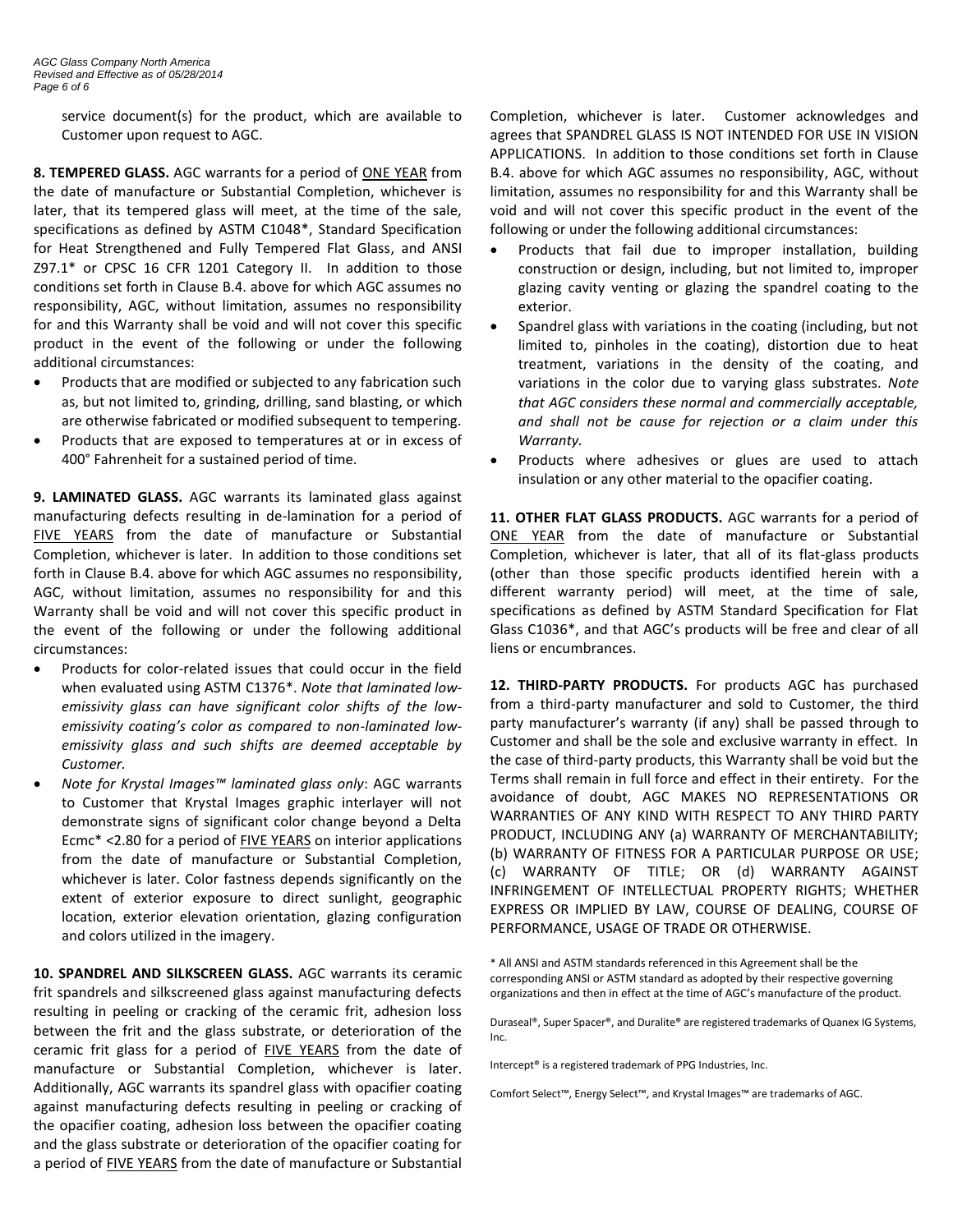service document(s) for the product, which are available to Customer upon request to AGC.

**8. TEMPERED GLASS.** AGC warrants for a period of ONE YEAR from the date of manufacture or Substantial Completion, whichever is later, that its tempered glass will meet, at the time of the sale, specifications as defined by ASTM C1048*, Standard Specification for Heat Strengthened and Fully Tempered Flat Glass, and ANSI Z97.1* or CPSC 16 CFR 1201 Category II. In addition to those conditions set forth in Clause B.4. above for which AGC assumes no responsibility, AGC, without limitation, assumes no responsibility for and this Warranty shall be void and will not cover this specific product in the event of the following or under the following additional circumstances:

- Products that are modified or subjected to any fabrication such as, but not limited to, grinding, drilling, sand blasting, or which are otherwise fabricated or modified subsequent to tempering.
- Products that are exposed to temperatures at or in excess of 400° Fahrenheit for a sustained period of time.

**9. LAMINATED GLASS.** AGC warrants its laminated glass against manufacturing defects resulting in de-lamination for a period of FIVE YEARS from the date of manufacture or Substantial Completion, whichever is later. In addition to those conditions set forth in Clause B.4. above for which AGC assumes no responsibility, AGC, without limitation, assumes no responsibility for and this Warranty shall be void and will not cover this specific product in the event of the following or under the following additional circumstances:

- Products for color-related issues that could occur in the field when evaluated using ASTM C1376*. *Note that laminated low-emissivity glass can have significant color shifts of the low-emissivity coating's color as compared to non-laminated low-emissivity glass and such shifts are deemed acceptable by Customer.*
- *Note for Krystal Images™ laminated glass only*: AGC warrants to Customer that Krystal Images graphic interlayer will not demonstrate signs of significant color change beyond a Delta Ecmc* <2.80 for a period of FIVE YEARS on interior applications from the date of manufacture or Substantial Completion, whichever is later. Color fastness depends significantly on the extent of exterior exposure to direct sunlight, geographic location, exterior elevation orientation, glazing configuration and colors utilized in the imagery.

**10. SPANDREL AND SILKSCREEN GLASS.** AGC warrants its ceramic frit spandrels and silkscreened glass against manufacturing defects resulting in peeling or cracking of the ceramic frit, adhesion loss between the frit and the glass substrate, or deterioration of the ceramic frit glass for a period of FIVE YEARS from the date of manufacture or Substantial Completion, whichever is later. Additionally, AGC warrants its spandrel glass with opacifier coating against manufacturing defects resulting in peeling or cracking of the opacifier coating, adhesion loss between the opacifier coating and the glass substrate or deterioration of the opacifier coating for a period of FIVE YEARS from the date of manufacture or Substantial Completion, whichever is later. Customer acknowledges and agrees that SPANDREL GLASS IS NOT INTENDED FOR USE IN VISION APPLICATIONS. In addition to those conditions set forth in Clause B.4. above for which AGC assumes no responsibility, AGC, without limitation, assumes no responsibility for and this Warranty shall be void and will not cover this specific product in the event of the following or under the following additional circumstances:

- Products that fail due to improper installation, building construction or design, including, but not limited to, improper glazing cavity venting or glazing the spandrel coating to the exterior.
- Spandrel glass with variations in the coating (including, but not limited to, pinholes in the coating), distortion due to heat treatment, variations in the density of the coating, and variations in the color due to varying glass substrates. *Note that AGC considers these normal and commercially acceptable, and shall not be cause for rejection or a claim under this Warranty.*
- Products where adhesives or glues are used to attach insulation or any other material to the opacifier coating.

**11. OTHER FLAT GLASS PRODUCTS.** AGC warrants for a period of ONE YEAR from the date of manufacture or Substantial Completion, whichever is later, that all of its flat-glass products (other than those specific products identified herein with a different warranty period) will meet, at the time of sale, specifications as defined by ASTM Standard Specification for Flat Glass C1036*, and that AGC's products will be free and clear of all liens or encumbrances.

**12. THIRD-PARTY PRODUCTS.** For products AGC has purchased from a third-party manufacturer and sold to Customer, the third party manufacturer's warranty (if any) shall be passed through to Customer and shall be the sole and exclusive warranty in effect. In the case of third-party products, this Warranty shall be void but the Terms shall remain in full force and effect in their entirety. For the avoidance of doubt, AGC MAKES NO REPRESENTATIONS OR WARRANTIES OF ANY KIND WITH RESPECT TO ANY THIRD PARTY PRODUCT, INCLUDING ANY (a) WARRANTY OF MERCHANTABILITY; (b) WARRANTY OF FITNESS FOR A PARTICULAR PURPOSE OR USE; (c) WARRANTY OF TITLE; OR (d) WARRANTY AGAINST INFRINGEMENT OF INTELLECTUAL PROPERTY RIGHTS; WHETHER EXPRESS OR IMPLIED BY LAW, COURSE OF DEALING, COURSE OF PERFORMANCE, USAGE OF TRADE OR OTHERWISE.

\* All ANSI and ASTM standards referenced in this Agreement shall be the corresponding ANSI or ASTM standard as adopted by their respective governing organizations and then in effect at the time of AGC's manufacture of the product.

Duraseal®, Super Spacer®, and Duralite® are registered trademarks of Quanex IG Systems, Inc.

Intercept® is a registered trademark of PPG Industries, Inc.

Comfort Select™, Energy Select™, and Krystal Images™ are trademarks of AGC.